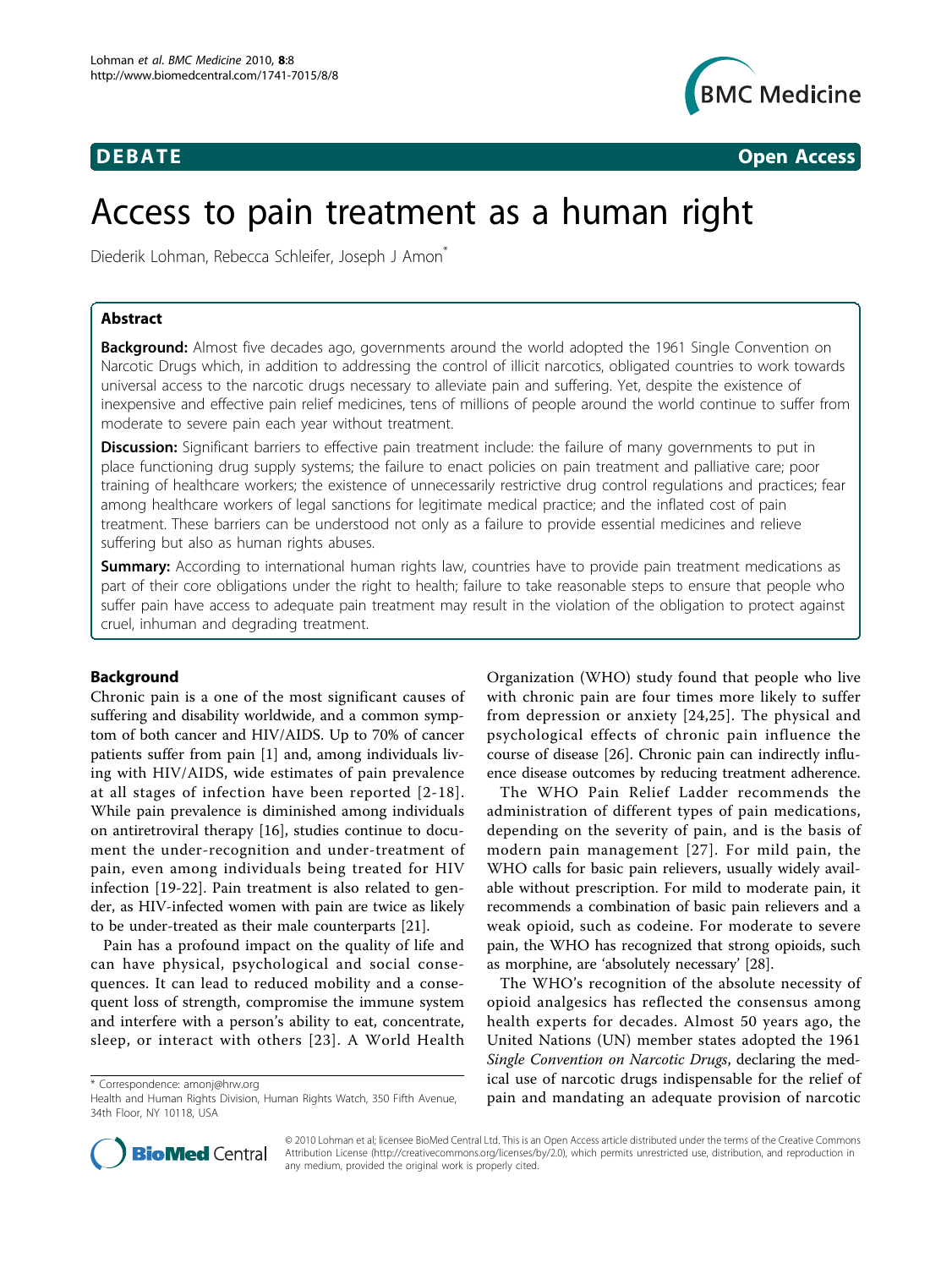**DEBATE** **Open Access**

# Access to pain treatment as a human right

Diederik Lohman, Rebecca Schleifer, Joseph J Amon*

## Abstract

**Background:** Almost five decades ago, governments around the world adopted the 1961 Single Convention on Narcotic Drugs which, in addition to addressing the control of illicit narcotics, obligated countries to work towards universal access to the narcotic drugs necessary to alleviate pain and suffering. Yet, despite the existence of inexpensive and effective pain relief medicines, tens of millions of people around the world continue to suffer from moderate to severe pain each year without treatment.

**Discussion:** Significant barriers to effective pain treatment include: the failure of many governments to put in place functioning drug supply systems; the failure to enact policies on pain treatment and palliative care; poor training of healthcare workers; the existence of unnecessarily restrictive drug control regulations and practices; fear among healthcare workers of legal sanctions for legitimate medical practice; and the inflated cost of pain treatment. These barriers can be understood not only as a failure to provide essential medicines and relieve suffering but also as human rights abuses.

**Summary:** According to international human rights law, countries have to provide pain treatment medications as part of their core obligations under the right to health; failure to take reasonable steps to ensure that people who suffer pain have access to adequate pain treatment may result in the violation of the obligation to protect against cruel, inhuman and degrading treatment.

## Background

Chronic pain is a one of the most significant causes of suffering and disability worldwide, and a common symptom of both cancer and HIV/AIDS. Up to 70% of cancer patients suffer from pain [1] and, among individuals living with HIV/AIDS, wide estimates of pain prevalence at all stages of infection have been reported [2-18]. While pain prevalence is diminished among individuals on antiretroviral therapy [16], studies continue to document the under-recognition and under-treatment of pain, even among individuals being treated for HIV infection [19-22]. Pain treatment is also related to gender, as HIV-infected women with pain are twice as likely to be under-treated as their male counterparts [21].

Pain has a profound impact on the quality of life and can have physical, psychological and social consequences. It can lead to reduced mobility and a consequent loss of strength, compromise the immune system and interfere with a person's ability to eat, concentrate, sleep, or interact with others [23]. A World Health Organization (WHO) study found that people who live with chronic pain are four times more likely to suffer from depression or anxiety [24,25]. The physical and psychological effects of chronic pain influence the course of disease [26]. Chronic pain can indirectly influence disease outcomes by reducing treatment adherence.

The WHO Pain Relief Ladder recommends the administration of different types of pain medications, depending on the severity of pain, and is the basis of modern pain management [27]. For mild pain, the WHO calls for basic pain relievers, usually widely available without prescription. For mild to moderate pain, it recommends a combination of basic pain relievers and a weak opioid, such as codeine. For moderate to severe pain, the WHO has recognized that strong opioids, such as morphine, are 'absolutely necessary' [28].

The WHO's recognition of the absolute necessity of opioid analgesics has reflected the consensus among health experts for decades. Almost 50 years ago, the United Nations (UN) member states adopted the 1961 *Single Convention on Narcotic Drugs*, declaring the medical use of narcotic drugs indispensable for the relief of pain and mandating an adequate provision of narcotic

\* Correspondence: amonj@hrw.org
Health and Human Rights Division, Human Rights Watch, 350 Fifth Avenue, 34th Floor, NY 10118, USA

© 2010 Lohman et al; licensee BioMed Central Ltd. This is an Open Access article distributed under the terms of the Creative Commons Attribution License (http://creativecommons.org/licenses/by/2.0), which permits unrestricted use, distribution, and reproduction in any medium, provided the original work is properly cited.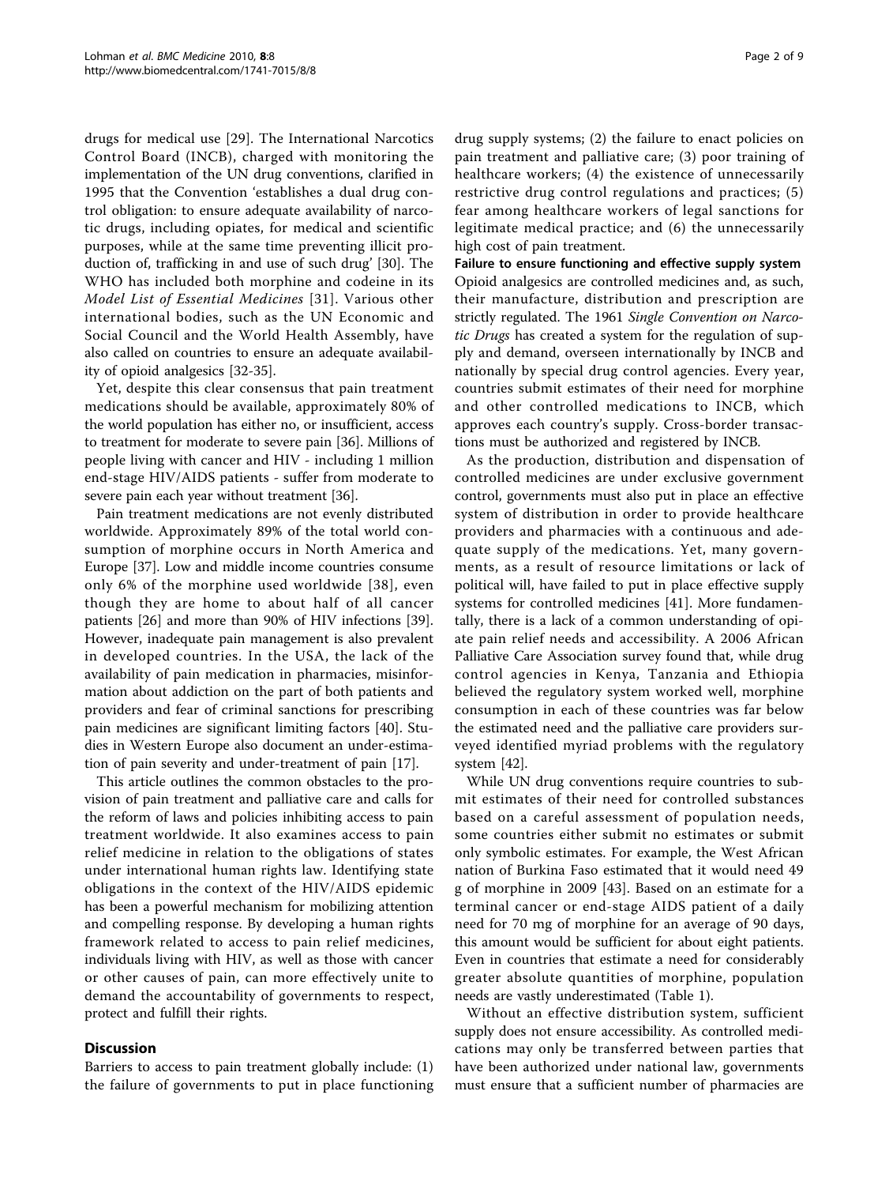drugs for medical use [29]. The International Narcotics Control Board (INCB), charged with monitoring the implementation of the UN drug conventions, clarified in 1995 that the Convention 'establishes a dual drug control obligation: to ensure adequate availability of narcotic drugs, including opiates, for medical and scientific purposes, while at the same time preventing illicit production of, trafficking in and use of such drug' [30]. The WHO has included both morphine and codeine in its *Model List of Essential Medicines* [31]. Various other international bodies, such as the UN Economic and Social Council and the World Health Assembly, have also called on countries to ensure an adequate availability of opioid analgesics [32-35].

Yet, despite this clear consensus that pain treatment medications should be available, approximately 80% of the world population has either no, or insufficient, access to treatment for moderate to severe pain [36]. Millions of people living with cancer and HIV - including 1 million end-stage HIV/AIDS patients - suffer from moderate to severe pain each year without treatment [36].

Pain treatment medications are not evenly distributed worldwide. Approximately 89% of the total world consumption of morphine occurs in North America and Europe [37]. Low and middle income countries consume only 6% of the morphine used worldwide [38], even though they are home to about half of all cancer patients [26] and more than 90% of HIV infections [39]. However, inadequate pain management is also prevalent in developed countries. In the USA, the lack of the availability of pain medication in pharmacies, misinformation about addiction on the part of both patients and providers and fear of criminal sanctions for prescribing pain medicines are significant limiting factors [40]. Studies in Western Europe also document an under-estimation of pain severity and under-treatment of pain [17].

This article outlines the common obstacles to the provision of pain treatment and palliative care and calls for the reform of laws and policies inhibiting access to pain treatment worldwide. It also examines access to pain relief medicine in relation to the obligations of states under international human rights law. Identifying state obligations in the context of the HIV/AIDS epidemic has been a powerful mechanism for mobilizing attention and compelling response. By developing a human rights framework related to access to pain relief medicines, individuals living with HIV, as well as those with cancer or other causes of pain, can more effectively unite to demand the accountability of governments to respect, protect and fulfill their rights.

## Discussion

Barriers to access to pain treatment globally include: (1) the failure of governments to put in place functioning drug supply systems; (2) the failure to enact policies on pain treatment and palliative care; (3) poor training of healthcare workers; (4) the existence of unnecessarily restrictive drug control regulations and practices; (5) fear among healthcare workers of legal sanctions for legitimate medical practice; and (6) the unnecessarily high cost of pain treatment.

### Failure to ensure functioning and effective supply system

Opioid analgesics are controlled medicines and, as such, their manufacture, distribution and prescription are strictly regulated. The 1961 *Single Convention on Narcotic Drugs* has created a system for the regulation of supply and demand, overseen internationally by INCB and nationally by special drug control agencies. Every year, countries submit estimates of their need for morphine and other controlled medications to INCB, which approves each country's supply. Cross-border transactions must be authorized and registered by INCB.

As the production, distribution and dispensation of controlled medicines are under exclusive government control, governments must also put in place an effective system of distribution in order to provide healthcare providers and pharmacies with a continuous and adequate supply of the medications. Yet, many governments, as a result of resource limitations or lack of political will, have failed to put in place effective supply systems for controlled medicines [41]. More fundamentally, there is a lack of a common understanding of opiate pain relief needs and accessibility. A 2006 African Palliative Care Association survey found that, while drug control agencies in Kenya, Tanzania and Ethiopia believed the regulatory system worked well, morphine consumption in each of these countries was far below the estimated need and the palliative care providers surveyed identified myriad problems with the regulatory system [42].

While UN drug conventions require countries to submit estimates of their need for controlled substances based on a careful assessment of population needs, some countries either submit no estimates or submit only symbolic estimates. For example, the West African nation of Burkina Faso estimated that it would need 49 g of morphine in 2009 [43]. Based on an estimate for a terminal cancer or end-stage AIDS patient of a daily need for 70 mg of morphine for an average of 90 days, this amount would be sufficient for about eight patients. Even in countries that estimate a need for considerably greater absolute quantities of morphine, population needs are vastly underestimated (Table 1).

Without an effective distribution system, sufficient supply does not ensure accessibility. As controlled medications may only be transferred between parties that have been authorized under national law, governments must ensure that a sufficient number of pharmacies are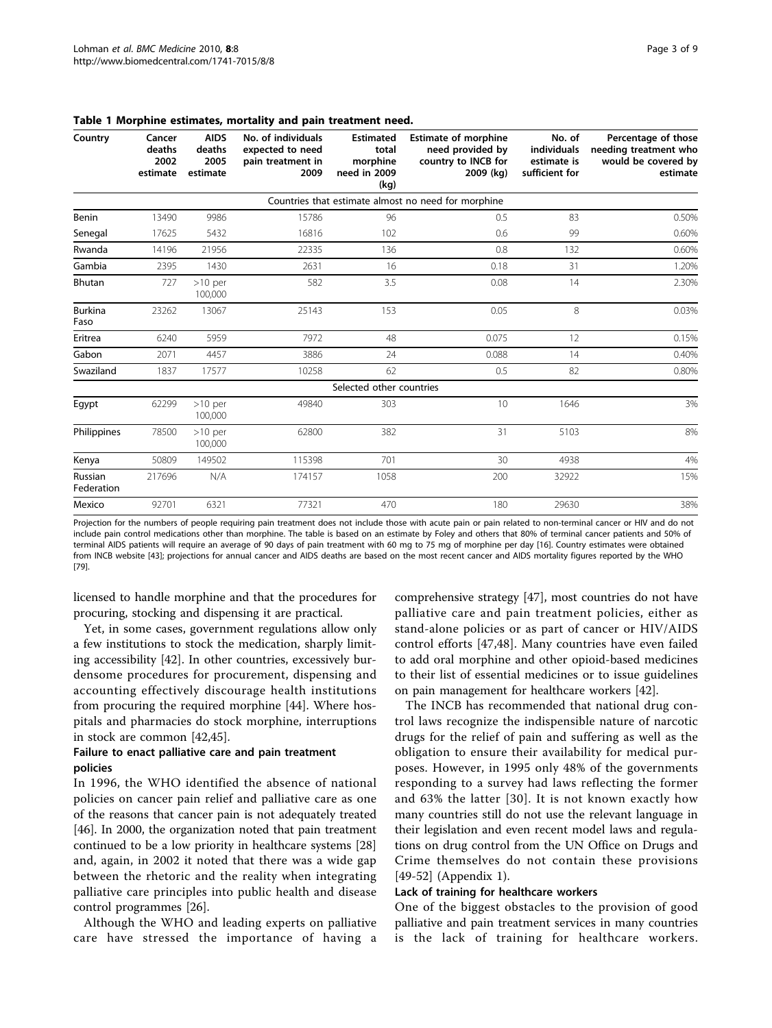**Table 1 Morphine estimates, mortality and pain treatment need.**

| Country | Cancer deaths 2002 estimate | AIDS deaths 2005 estimate | No. of individuals expected to need pain treatment in 2009 | Estimated total morphine need in 2009 (kg) | Estimate of morphine need provided by country to INCB for 2009 (kg) | No. of individuals estimate is sufficient for | Percentage of those needing treatment who would be covered by estimate |
|---|---|---|---|---|---|---|---|
| Countries that estimate almost no need for morphine | | | | | | | |
| Benin | 13490 | 9986 | 15786 | 96 | 0.5 | 83 | 0.50% |
| Senegal | 17625 | 5432 | 16816 | 102 | 0.6 | 99 | 0.60% |
| Rwanda | 14196 | 21956 | 22335 | 136 | 0.8 | 132 | 0.60% |
| Gambia | 2395 | 1430 | 2631 | 16 | 0.18 | 31 | 1.20% |
| Bhutan | 727 | >10 per 100,000 | 582 | 3.5 | 0.08 | 14 | 2.30% |
| Burkina Faso | 23262 | 13067 | 25143 | 153 | 0.05 | 8 | 0.03% |
| Eritrea | 6240 | 5959 | 7972 | 48 | 0.075 | 12 | 0.15% |
| Gabon | 2071 | 4457 | 3886 | 24 | 0.088 | 14 | 0.40% |
| Swaziland | 1837 | 17577 | 10258 | 62 | 0.5 | 82 | 0.80% |
| Selected other countries | | | | | | | |
| Egypt | 62299 | >10 per 100,000 | 49840 | 303 | 10 | 1646 | 3% |
| Philippines | 78500 | >10 per 100,000 | 62800 | 382 | 31 | 5103 | 8% |
| Kenya | 50809 | 149502 | 115398 | 701 | 30 | 4938 | 4% |
| Russian Federation | 217696 | N/A | 174157 | 1058 | 200 | 32922 | 15% |
| Mexico | 92701 | 6321 | 77321 | 470 | 180 | 29630 | 38% |

Projection for the numbers of people requiring pain treatment does not include those with acute pain or pain related to non-terminal cancer or HIV and do not include pain control medications other than morphine. The table is based on an estimate by Foley and others that 80% of terminal cancer patients and 50% of terminal AIDS patients will require an average of 90 days of pain treatment with 60 mg to 75 mg of morphine per day [16]. Country estimates were obtained from INCB website [43]; projections for annual cancer and AIDS deaths are based on the most recent cancer and AIDS mortality figures reported by the WHO [79].

licensed to handle morphine and that the procedures for procuring, stocking and dispensing it are practical.

Yet, in some cases, government regulations allow only a few institutions to stock the medication, sharply limiting accessibility [42]. In other countries, excessively burdensome procedures for procurement, dispensing and accounting effectively discourage health institutions from procuring the required morphine [44]. Where hospitals and pharmacies do stock morphine, interruptions in stock are common [42,45].

#### Failure to enact palliative care and pain treatment policies

In 1996, the WHO identified the absence of national policies on cancer pain relief and palliative care as one of the reasons that cancer pain is not adequately treated [46]. In 2000, the organization noted that pain treatment continued to be a low priority in healthcare systems [28] and, again, in 2002 it noted that there was a wide gap between the rhetoric and the reality when integrating palliative care principles into public health and disease control programmes [26].

Although the WHO and leading experts on palliative care have stressed the importance of having a comprehensive strategy [47], most countries do not have palliative care and pain treatment policies, either as stand-alone policies or as part of cancer or HIV/AIDS control efforts [47,48]. Many countries have even failed to add oral morphine and other opioid-based medicines to their list of essential medicines or to issue guidelines on pain management for healthcare workers [42].

The INCB has recommended that national drug control laws recognize the indispensible nature of narcotic drugs for the relief of pain and suffering as well as the obligation to ensure their availability for medical purposes. However, in 1995 only 48% of the governments responding to a survey had laws reflecting the former and 63% the latter [30]. It is not known exactly how many countries still do not use the relevant language in their legislation and even recent model laws and regulations on drug control from the UN Office on Drugs and Crime themselves do not contain these provisions [49-52] (Appendix 1).

#### Lack of training for healthcare workers

One of the biggest obstacles to the provision of good palliative and pain treatment services in many countries is the lack of training for healthcare workers.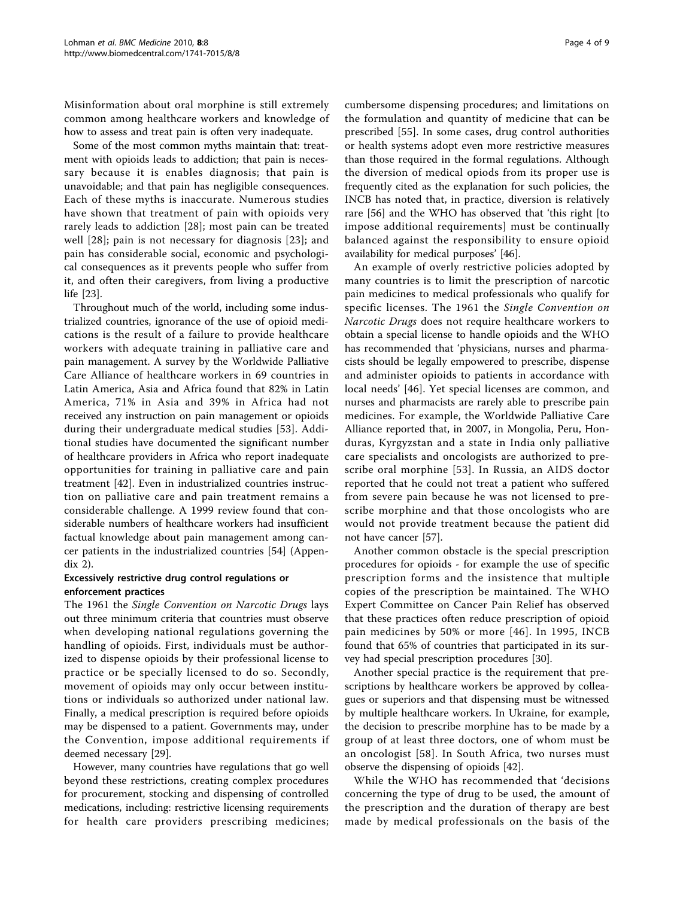Misinformation about oral morphine is still extremely common among healthcare workers and knowledge of how to assess and treat pain is often very inadequate.

Some of the most common myths maintain that: treatment with opioids leads to addiction; that pain is necessary because it is enables diagnosis; that pain is unavoidable; and that pain has negligible consequences. Each of these myths is inaccurate. Numerous studies have shown that treatment of pain with opioids very rarely leads to addiction [28]; most pain can be treated well [28]; pain is not necessary for diagnosis [23]; and pain has considerable social, economic and psychological consequences as it prevents people who suffer from it, and often their caregivers, from living a productive life [23].

Throughout much of the world, including some industrialized countries, ignorance of the use of opioid medications is the result of a failure to provide healthcare workers with adequate training in palliative care and pain management. A survey by the Worldwide Palliative Care Alliance of healthcare workers in 69 countries in Latin America, Asia and Africa found that 82% in Latin America, 71% in Asia and 39% in Africa had not received any instruction on pain management or opioids during their undergraduate medical studies [53]. Additional studies have documented the significant number of healthcare providers in Africa who report inadequate opportunities for training in palliative care and pain treatment [42]. Even in industrialized countries instruction on palliative care and pain treatment remains a considerable challenge. A 1999 review found that considerable numbers of healthcare workers had insufficient factual knowledge about pain management among cancer patients in the industrialized countries [54] (Appendix 2).

### Excessively restrictive drug control regulations or enforcement practices

The 1961 the *Single Convention on Narcotic Drugs* lays out three minimum criteria that countries must observe when developing national regulations governing the handling of opioids. First, individuals must be authorized to dispense opioids by their professional license to practice or be specially licensed to do so. Secondly, movement of opioids may only occur between institutions or individuals so authorized under national law. Finally, a medical prescription is required before opioids may be dispensed to a patient. Governments may, under the Convention, impose additional requirements if deemed necessary [29].

However, many countries have regulations that go well beyond these restrictions, creating complex procedures for procurement, stocking and dispensing of controlled medications, including: restrictive licensing requirements for health care providers prescribing medicines; cumbersome dispensing procedures; and limitations on the formulation and quantity of medicine that can be prescribed [55]. In some cases, drug control authorities or health systems adopt even more restrictive measures than those required in the formal regulations. Although the diversion of medical opiods from its proper use is frequently cited as the explanation for such policies, the INCB has noted that, in practice, diversion is relatively rare [56] and the WHO has observed that 'this right [to impose additional requirements] must be continually balanced against the responsibility to ensure opioid availability for medical purposes' [46].

An example of overly restrictive policies adopted by many countries is to limit the prescription of narcotic pain medicines to medical professionals who qualify for specific licenses. The 1961 the *Single Convention on Narcotic Drugs* does not require healthcare workers to obtain a special license to handle opioids and the WHO has recommended that 'physicians, nurses and pharmacists should be legally empowered to prescribe, dispense and administer opioids to patients in accordance with local needs' [46]. Yet special licenses are common, and nurses and pharmacists are rarely able to prescribe pain medicines. For example, the Worldwide Palliative Care Alliance reported that, in 2007, in Mongolia, Peru, Honduras, Kyrgyzstan and a state in India only palliative care specialists and oncologists are authorized to prescribe oral morphine [53]. In Russia, an AIDS doctor reported that he could not treat a patient who suffered from severe pain because he was not licensed to prescribe morphine and that those oncologists who are would not provide treatment because the patient did not have cancer [57].

Another common obstacle is the special prescription procedures for opioids - for example the use of specific prescription forms and the insistence that multiple copies of the prescription be maintained. The WHO Expert Committee on Cancer Pain Relief has observed that these practices often reduce prescription of opioid pain medicines by 50% or more [46]. In 1995, INCB found that 65% of countries that participated in its survey had special prescription procedures [30].

Another special practice is the requirement that prescriptions by healthcare workers be approved by colleagues or superiors and that dispensing must be witnessed by multiple healthcare workers. In Ukraine, for example, the decision to prescribe morphine has to be made by a group of at least three doctors, one of whom must be an oncologist [58]. In South Africa, two nurses must observe the dispensing of opioids [42].

While the WHO has recommended that 'decisions concerning the type of drug to be used, the amount of the prescription and the duration of therapy are best made by medical professionals on the basis of the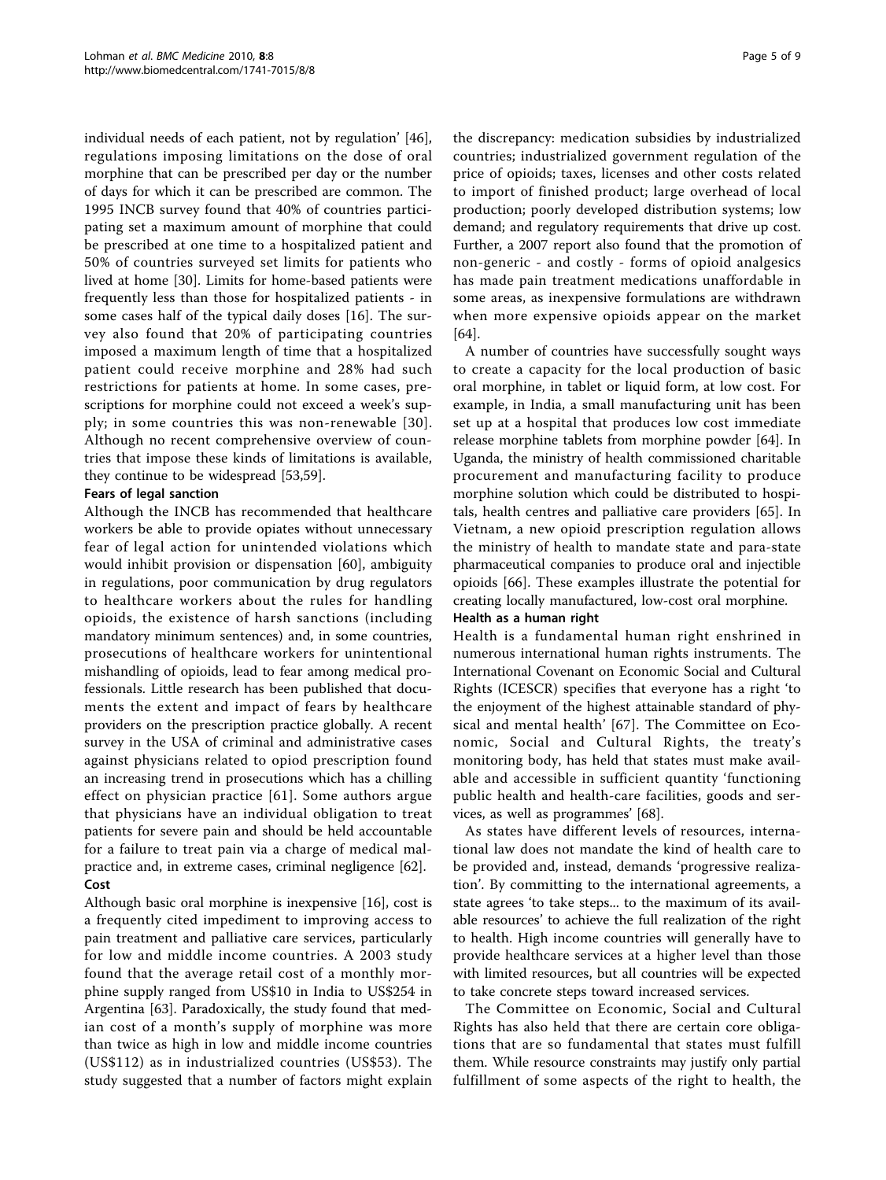individual needs of each patient, not by regulation' [46], regulations imposing limitations on the dose of oral morphine that can be prescribed per day or the number of days for which it can be prescribed are common. The 1995 INCB survey found that 40% of countries participating set a maximum amount of morphine that could be prescribed at one time to a hospitalized patient and 50% of countries surveyed set limits for patients who lived at home [30]. Limits for home-based patients were frequently less than those for hospitalized patients - in some cases half of the typical daily doses [16]. The survey also found that 20% of participating countries imposed a maximum length of time that a hospitalized patient could receive morphine and 28% had such restrictions for patients at home. In some cases, prescriptions for morphine could not exceed a week's supply; in some countries this was non-renewable [30]. Although no recent comprehensive overview of countries that impose these kinds of limitations is available, they continue to be widespread [53,59].

#### Fears of legal sanction

Although the INCB has recommended that healthcare workers be able to provide opiates without unnecessary fear of legal action for unintended violations which would inhibit provision or dispensation [60], ambiguity in regulations, poor communication by drug regulators to healthcare workers about the rules for handling opioids, the existence of harsh sanctions (including mandatory minimum sentences) and, in some countries, prosecutions of healthcare workers for unintentional mishandling of opioids, lead to fear among medical professionals. Little research has been published that documents the extent and impact of fears by healthcare providers on the prescription practice globally. A recent survey in the USA of criminal and administrative cases against physicians related to opiod prescription found an increasing trend in prosecutions which has a chilling effect on physician practice [61]. Some authors argue that physicians have an individual obligation to treat patients for severe pain and should be held accountable for a failure to treat pain via a charge of medical malpractice and, in extreme cases, criminal negligence [62].

#### Cost

Although basic oral morphine is inexpensive [16], cost is a frequently cited impediment to improving access to pain treatment and palliative care services, particularly for low and middle income countries. A 2003 study found that the average retail cost of a monthly morphine supply ranged from US$10 in India to US$254 in Argentina [63]. Paradoxically, the study found that median cost of a month's supply of morphine was more than twice as high in low and middle income countries (US$112) as in industrialized countries (US$53). The study suggested that a number of factors might explain the discrepancy: medication subsidies by industrialized countries; industrialized government regulation of the price of opioids; taxes, licenses and other costs related to import of finished product; large overhead of local production; poorly developed distribution systems; low demand; and regulatory requirements that drive up cost. Further, a 2007 report also found that the promotion of non-generic - and costly - forms of opioid analgesics has made pain treatment medications unaffordable in some areas, as inexpensive formulations are withdrawn when more expensive opioids appear on the market [64].

A number of countries have successfully sought ways to create a capacity for the local production of basic oral morphine, in tablet or liquid form, at low cost. For example, in India, a small manufacturing unit has been set up at a hospital that produces low cost immediate release morphine tablets from morphine powder [64]. In Uganda, the ministry of health commissioned charitable procurement and manufacturing facility to produce morphine solution which could be distributed to hospitals, health centres and palliative care providers [65]. In Vietnam, a new opioid prescription regulation allows the ministry of health to mandate state and para-state pharmaceutical companies to produce oral and injectible opioids [66]. These examples illustrate the potential for creating locally manufactured, low-cost oral morphine.

### Health as a human right

Health is a fundamental human right enshrined in numerous international human rights instruments. The International Covenant on Economic Social and Cultural Rights (ICESCR) specifies that everyone has a right 'to the enjoyment of the highest attainable standard of physical and mental health' [67]. The Committee on Economic, Social and Cultural Rights, the treaty's monitoring body, has held that states must make available and accessible in sufficient quantity 'functioning public health and health-care facilities, goods and services, as well as programmes' [68].

As states have different levels of resources, international law does not mandate the kind of health care to be provided and, instead, demands 'progressive realization'. By committing to the international agreements, a state agrees 'to take steps... to the maximum of its available resources' to achieve the full realization of the right to health. High income countries will generally have to provide healthcare services at a higher level than those with limited resources, but all countries will be expected to take concrete steps toward increased services.

The Committee on Economic, Social and Cultural Rights has also held that there are certain core obligations that are so fundamental that states must fulfill them. While resource constraints may justify only partial fulfillment of some aspects of the right to health, the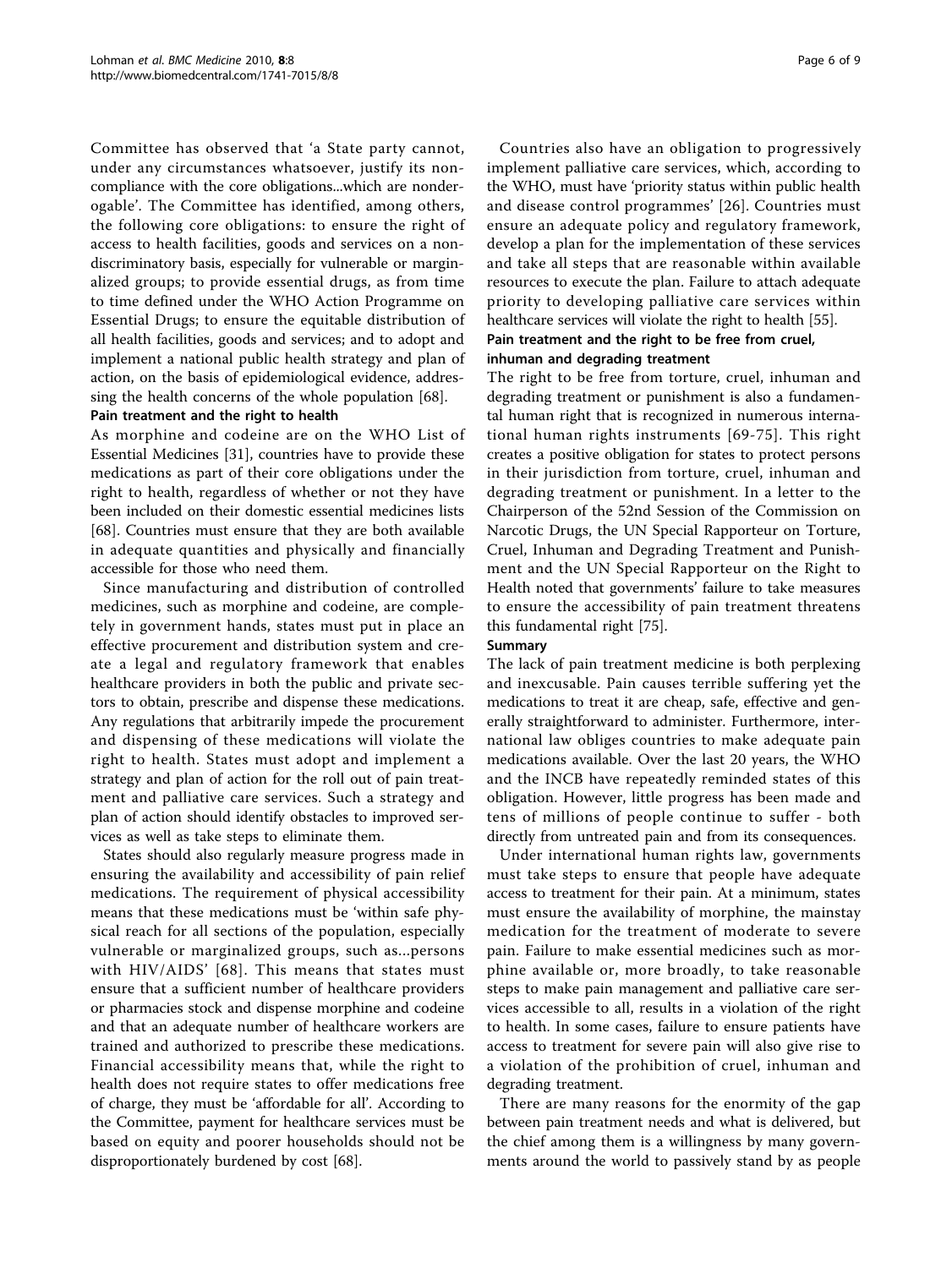Committee has observed that 'a State party cannot, under any circumstances whatsoever, justify its noncompliance with the core obligations...which are nonderogable'. The Committee has identified, among others, the following core obligations: to ensure the right of access to health facilities, goods and services on a nondiscriminatory basis, especially for vulnerable or marginalized groups; to provide essential drugs, as from time to time defined under the WHO Action Programme on Essential Drugs; to ensure the equitable distribution of all health facilities, goods and services; and to adopt and implement a national public health strategy and plan of action, on the basis of epidemiological evidence, addressing the health concerns of the whole population [68].

### Pain treatment and the right to health

As morphine and codeine are on the WHO List of Essential Medicines [31], countries have to provide these medications as part of their core obligations under the right to health, regardless of whether or not they have been included on their domestic essential medicines lists [68]. Countries must ensure that they are both available in adequate quantities and physically and financially accessible for those who need them.

Since manufacturing and distribution of controlled medicines, such as morphine and codeine, are completely in government hands, states must put in place an effective procurement and distribution system and create a legal and regulatory framework that enables healthcare providers in both the public and private sectors to obtain, prescribe and dispense these medications. Any regulations that arbitrarily impede the procurement and dispensing of these medications will violate the right to health. States must adopt and implement a strategy and plan of action for the roll out of pain treatment and palliative care services. Such a strategy and plan of action should identify obstacles to improved services as well as take steps to eliminate them.

States should also regularly measure progress made in ensuring the availability and accessibility of pain relief medications. The requirement of physical accessibility means that these medications must be 'within safe physical reach for all sections of the population, especially vulnerable or marginalized groups, such as...persons with HIV/AIDS' [68]. This means that states must ensure that a sufficient number of healthcare providers or pharmacies stock and dispense morphine and codeine and that an adequate number of healthcare workers are trained and authorized to prescribe these medications. Financial accessibility means that, while the right to health does not require states to offer medications free of charge, they must be 'affordable for all'. According to the Committee, payment for healthcare services must be based on equity and poorer households should not be disproportionately burdened by cost [68].

Countries also have an obligation to progressively implement palliative care services, which, according to the WHO, must have 'priority status within public health and disease control programmes' [26]. Countries must ensure an adequate policy and regulatory framework, develop a plan for the implementation of these services and take all steps that are reasonable within available resources to execute the plan. Failure to attach adequate priority to developing palliative care services within healthcare services will violate the right to health [55].

### Pain treatment and the right to be free from cruel, inhuman and degrading treatment

The right to be free from torture, cruel, inhuman and degrading treatment or punishment is also a fundamental human right that is recognized in numerous international human rights instruments [69-75]. This right creates a positive obligation for states to protect persons in their jurisdiction from torture, cruel, inhuman and degrading treatment or punishment. In a letter to the Chairperson of the 52nd Session of the Commission on Narcotic Drugs, the UN Special Rapporteur on Torture, Cruel, Inhuman and Degrading Treatment and Punishment and the UN Special Rapporteur on the Right to Health noted that governments' failure to take measures to ensure the accessibility of pain treatment threatens this fundamental right [75].

### Summary

The lack of pain treatment medicine is both perplexing and inexcusable. Pain causes terrible suffering yet the medications to treat it are cheap, safe, effective and generally straightforward to administer. Furthermore, international law obliges countries to make adequate pain medications available. Over the last 20 years, the WHO and the INCB have repeatedly reminded states of this obligation. However, little progress has been made and tens of millions of people continue to suffer - both directly from untreated pain and from its consequences.

Under international human rights law, governments must take steps to ensure that people have adequate access to treatment for their pain. At a minimum, states must ensure the availability of morphine, the mainstay medication for the treatment of moderate to severe pain. Failure to make essential medicines such as morphine available or, more broadly, to take reasonable steps to make pain management and palliative care services accessible to all, results in a violation of the right to health. In some cases, failure to ensure patients have access to treatment for severe pain will also give rise to a violation of the prohibition of cruel, inhuman and degrading treatment.

There are many reasons for the enormity of the gap between pain treatment needs and what is delivered, but the chief among them is a willingness by many governments around the world to passively stand by as people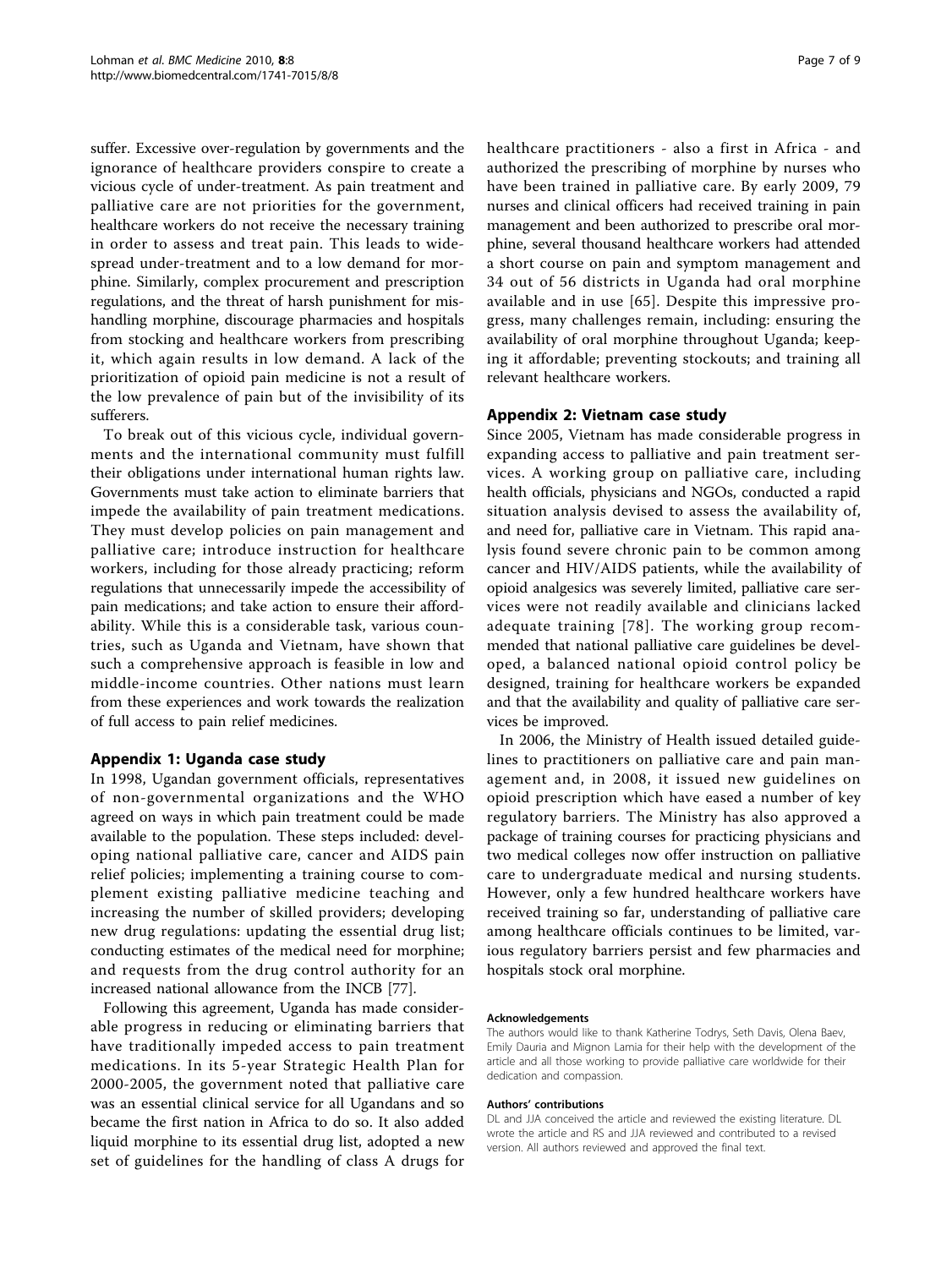suffer. Excessive over-regulation by governments and the ignorance of healthcare providers conspire to create a vicious cycle of under-treatment. As pain treatment and palliative care are not priorities for the government, healthcare workers do not receive the necessary training in order to assess and treat pain. This leads to widespread under-treatment and to a low demand for morphine. Similarly, complex procurement and prescription regulations, and the threat of harsh punishment for mishandling morphine, discourage pharmacies and hospitals from stocking and healthcare workers from prescribing it, which again results in low demand. A lack of the prioritization of opioid pain medicine is not a result of the low prevalence of pain but of the invisibility of its sufferers.

To break out of this vicious cycle, individual governments and the international community must fulfill their obligations under international human rights law. Governments must take action to eliminate barriers that impede the availability of pain treatment medications. They must develop policies on pain management and palliative care; introduce instruction for healthcare workers, including for those already practicing; reform regulations that unnecessarily impede the accessibility of pain medications; and take action to ensure their affordability. While this is a considerable task, various countries, such as Uganda and Vietnam, have shown that such a comprehensive approach is feasible in low and middle-income countries. Other nations must learn from these experiences and work towards the realization of full access to pain relief medicines.

## Appendix 1: Uganda case study

In 1998, Ugandan government officials, representatives of non-governmental organizations and the WHO agreed on ways in which pain treatment could be made available to the population. These steps included: developing national palliative care, cancer and AIDS pain relief policies; implementing a training course to complement existing palliative medicine teaching and increasing the number of skilled providers; developing new drug regulations: updating the essential drug list; conducting estimates of the medical need for morphine; and requests from the drug control authority for an increased national allowance from the INCB [77].

Following this agreement, Uganda has made considerable progress in reducing or eliminating barriers that have traditionally impeded access to pain treatment medications. In its 5-year Strategic Health Plan for 2000-2005, the government noted that palliative care was an essential clinical service for all Ugandans and so became the first nation in Africa to do so. It also added liquid morphine to its essential drug list, adopted a new set of guidelines for the handling of class A drugs for healthcare practitioners - also a first in Africa - and authorized the prescribing of morphine by nurses who have been trained in palliative care. By early 2009, 79 nurses and clinical officers had received training in pain management and been authorized to prescribe oral morphine, several thousand healthcare workers had attended a short course on pain and symptom management and 34 out of 56 districts in Uganda had oral morphine available and in use [65]. Despite this impressive progress, many challenges remain, including: ensuring the availability of oral morphine throughout Uganda; keeping it affordable; preventing stockouts; and training all relevant healthcare workers.

## Appendix 2: Vietnam case study

Since 2005, Vietnam has made considerable progress in expanding access to palliative and pain treatment services. A working group on palliative care, including health officials, physicians and NGOs, conducted a rapid situation analysis devised to assess the availability of, and need for, palliative care in Vietnam. This rapid analysis found severe chronic pain to be common among cancer and HIV/AIDS patients, while the availability of opioid analgesics was severely limited, palliative care services were not readily available and clinicians lacked adequate training [78]. The working group recommended that national palliative care guidelines be developed, a balanced national opioid control policy be designed, training for healthcare workers be expanded and that the availability and quality of palliative care services be improved.

In 2006, the Ministry of Health issued detailed guidelines to practitioners on palliative care and pain management and, in 2008, it issued new guidelines on opioid prescription which have eased a number of key regulatory barriers. The Ministry has also approved a package of training courses for practicing physicians and two medical colleges now offer instruction on palliative care to undergraduate medical and nursing students. However, only a few hundred healthcare workers have received training so far, understanding of palliative care among healthcare officials continues to be limited, various regulatory barriers persist and few pharmacies and hospitals stock oral morphine.

#### Acknowledgements

The authors would like to thank Katherine Todrys, Seth Davis, Olena Baev, Emily Dauria and Mignon Lamia for their help with the development of the article and all those working to provide palliative care worldwide for their dedication and compassion.

#### Authors' contributions

DL and JJA conceived the article and reviewed the existing literature. DL wrote the article and RS and JJA reviewed and contributed to a revised version. All authors reviewed and approved the final text.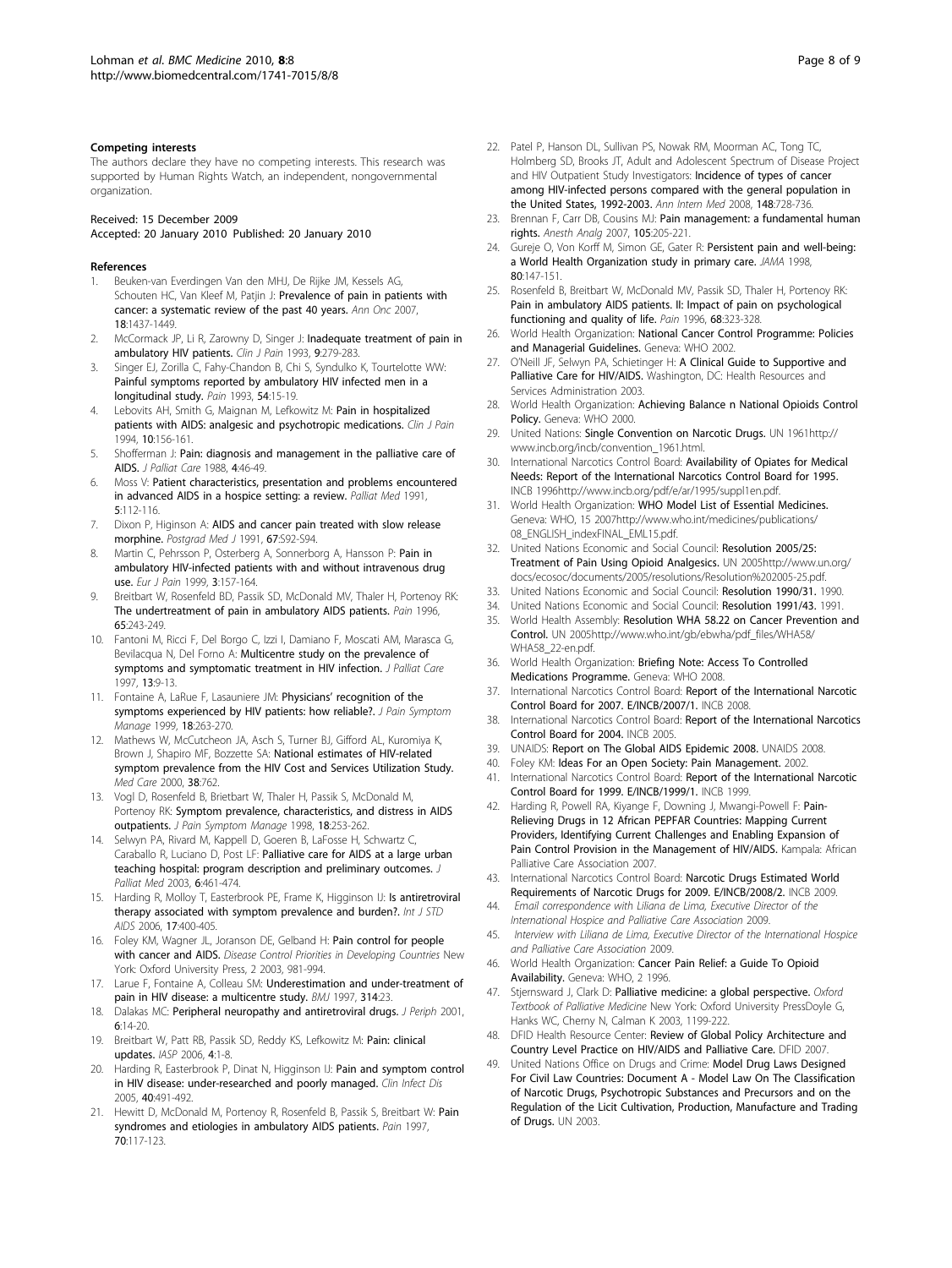### Competing interests

The authors declare they have no competing interests. This research was supported by Human Rights Watch, an independent, nongovernmental organization.

Received: 15 December 2009
Accepted: 20 January 2010 Published: 20 January 2010

### References

1. Beuken-van Everdingen Van den MHJ, De Rijke JM, Kessels AG, Schouten HC, Van Kleef M, Patjin J: **Prevalence of pain in patients with cancer: a systematic review of the past 40 years.** *Ann Onc* 2007, **18**:1437-1449.
2. McCormack JP, Li R, Zarowny D, Singer J: **Inadequate treatment of pain in ambulatory HIV patients.** *Clin J Pain* 1993, **9**:279-283.
3. Singer EJ, Zorilla C, Fahy-Chandon B, Chi S, Syndulko K, Tourtelotte WW: **Painful symptoms reported by ambulatory HIV infected men in a longitudinal study.** *Pain* 1993, **54**:15-19.
4. Lebovits AH, Smith G, Maignan M, Lefkowitz M: **Pain in hospitalized patients with AIDS: analgesic and psychotropic medications.** *Clin J Pain* 1994, **10**:156-161.
5. Shofferman J: **Pain: diagnosis and management in the palliative care of AIDS.** *J Palliat Care* 1988, **4**:46-49.
6. Moss V: **Patient characteristics, presentation and problems encountered in advanced AIDS in a hospice setting: a review.** *Palliat Med* 1991, **5**:112-116.
7. Dixon P, Higinson A: **AIDS and cancer pain treated with slow release morphine.** *Postgrad Med J* 1991, **67**:S92-S94.
8. Martin C, Pehrsson P, Osterberg A, Sonnerborg A, Hansson P: **Pain in ambulatory HIV-infected patients with and without intravenous drug use.** *Eur J Pain* 1999, **3**:157-164.
9. Breitbart W, Rosenfeld BD, Passik SD, McDonald MV, Thaler H, Portenoy RK: **The undertreatment of pain in ambulatory AIDS patients.** *Pain* 1996, **65**:243-249.
10. Fantoni M, Ricci F, Del Borgo C, Izzi I, Damiano F, Moscati AM, Marasca G, Bevilacqua N, Del Forno A: **Multicentre study on the prevalence of symptoms and symptomatic treatment in HIV infection.** *J Palliat Care* 1997, **13**:9-13.
11. Fontaine A, LaRue F, Lasauniere JM: **Physicians' recognition of the symptoms experienced by HIV patients: how reliable?.** *J Pain Symptom Manage* 1999, **18**:263-270.
12. Mathews W, McCutcheon JA, Asch S, Turner BJ, Gifford AL, Kuromiya K, Brown J, Shapiro MF, Bozzette SA: **National estimates of HIV-related symptom prevalence from the HIV Cost and Services Utilization Study.** *Med Care* 2000, **38**:762.
13. Vogl D, Rosenfeld B, Brietbart W, Thaler H, Passik S, McDonald M, Portenoy RK: **Symptom prevalence, characteristics, and distress in AIDS outpatients.** *J Pain Symptom Manage* 1998, **18**:253-262.
14. Selwyn PA, Rivard M, Kappell D, Goeren B, LaFosse H, Schwartz C, Caraballo R, Luciano D, Post LF: **Palliative care for AIDS at a large urban teaching hospital: program description and preliminary outcomes.** *J Palliat Med* 2003, **6**:461-474.
15. Harding R, Molloy T, Easterbrook PE, Frame K, Higginson IJ: **Is antiretroviral therapy associated with symptom prevalence and burden?.** *Int J STD AIDS* 2006, **17**:400-405.
16. Foley KM, Wagner JL, Joranson DE, Gelband H: **Pain control for people with cancer and AIDS.** *Disease Control Priorities in Developing Countries* New York: Oxford University Press, 2 2003, 981-994.
17. Larue F, Fontaine A, Colleau SM: **Underestimation and under-treatment of pain in HIV disease: a multicentre study.** *BMJ* 1997, **314**:23.
18. Dalakas MC: **Peripheral neuropathy and antiretroviral drugs.** *J Periph* 2001, **6**:14-20.
19. Breitbart W, Patt RB, Passik SD, Reddy KS, Lefkowitz M: **Pain: clinical updates.** *IASP* 2006, **4**:1-8.
20. Harding R, Easterbrook P, Dinat N, Higginson IJ: **Pain and symptom control in HIV disease: under-researched and poorly managed.** *Clin Infect Dis* 2005, **40**:491-492.
21. Hewitt D, McDonald M, Portenoy R, Rosenfeld B, Passik S, Breitbart W: **Pain syndromes and etiologies in ambulatory AIDS patients.** *Pain* 1997, **70**:117-123.
22. Patel P, Hanson DL, Sullivan PS, Nowak RM, Moorman AC, Tong TC, Holmberg SD, Brooks JT, Adult and Adolescent Spectrum of Disease Project and HIV Outpatient Study Investigators: **Incidence of types of cancer among HIV-infected persons compared with the general population in the United States, 1992-2003.** *Ann Intern Med* 2008, **148**:728-736.
23. Brennan F, Carr DB, Cousins MJ: **Pain management: a fundamental human rights.** *Anesth Analg* 2007, **105**:205-221.
24. Gureje O, Von Korff M, Simon GE, Gater R: **Persistent pain and well-being: a World Health Organization study in primary care.** *JAMA* 1998, **80**:147-151.
25. Rosenfeld B, Breitbart W, McDonald MV, Passik SD, Thaler H, Portenoy RK: **Pain in ambulatory AIDS patients. II: Impact of pain on psychological functioning and quality of life.** *Pain* 1996, **68**:323-328.
26. World Health Organization: **National Cancer Control Programme: Policies and Managerial Guidelines.** Geneva: WHO 2002.
27. O'Neill JF, Selwyn PA, Schietinger H: **A Clinical Guide to Supportive and Palliative Care for HIV/AIDS.** Washington, DC: Health Resources and Services Administration 2003.
28. World Health Organization: **Achieving Balance n National Opioids Control Policy.** Geneva: WHO 2000.
29. United Nations: **Single Convention on Narcotic Drugs.** UN 1961http://www.incb.org/incb/convention_1961.html.
30. International Narcotics Control Board: **Availability of Opiates for Medical Needs: Report of the International Narcotics Control Board for 1995.** INCB 1996http://www.incb.org/pdf/e/ar/1995/suppl1en.pdf.
31. World Health Organization: **WHO Model List of Essential Medicines.** Geneva: WHO, 15 2007http://www.who.int/medicines/publications/08_ENGLISH_indexFINAL_EML15.pdf.
32. United Nations Economic and Social Council: **Resolution 2005/25: Treatment of Pain Using Opioid Analgesics.** UN 2005http://www.un.org/docs/ecosoc/documents/2005/resolutions/Resolution%202005-25.pdf.
33. United Nations Economic and Social Council: **Resolution 1990/31.** 1990.
34. United Nations Economic and Social Council: **Resolution 1991/43.** 1991.
35. World Health Assembly: **Resolution WHA 58.22 on Cancer Prevention and Control.** UN 2005http://www.who.int/gb/ebwha/pdf_files/WHA58/WHA58_22-en.pdf.
36. World Health Organization: **Briefing Note: Access To Controlled Medications Programme.** Geneva: WHO 2008.
37. International Narcotics Control Board: **Report of the International Narcotic Control Board for 2007. E/INCB/2007/1.** INCB 2008.
38. International Narcotics Control Board: **Report of the International Narcotics Control Board for 2004.** INCB 2005.
39. UNAIDS: **Report on The Global AIDS Epidemic 2008.** UNAIDS 2008.
40. Foley KM: **Ideas For an Open Society: Pain Management.** 2002.
41. International Narcotics Control Board: **Report of the International Narcotic Control Board for 1999. E/INCB/1999/1.** INCB 1999.
42. Harding R, Powell RA, Kiyange F, Downing J, Mwangi-Powell F: **Pain-Relieving Drugs in 12 African PEPFAR Countries: Mapping Current Providers, Identifying Current Challenges and Enabling Expansion of Pain Control Provision in the Management of HIV/AIDS.** Kampala: African Palliative Care Association 2007.
43. International Narcotics Control Board: **Narcotic Drugs Estimated World Requirements of Narcotic Drugs for 2009. E/INCB/2008/2.** INCB 2009.
44. *Email correspondence with Liliana de Lima, Executive Director of the International Hospice and Palliative Care Association* 2009.
45. *Interview with Liliana de Lima, Executive Director of the International Hospice and Palliative Care Association* 2009.
46. World Health Organization: **Cancer Pain Relief: a Guide To Opioid Availability.** Geneva: WHO, 2 1996.
47. Stjernsward J, Clark D: **Palliative medicine: a global perspective.** *Oxford Textbook of Palliative Medicine* New York: Oxford University PressDoyle G, Hanks WC, Cherny N, Calman K 2003, 1199-222.
48. DFID Health Resource Center: **Review of Global Policy Architecture and Country Level Practice on HIV/AIDS and Palliative Care.** DFID 2007.
49. United Nations Office on Drugs and Crime: **Model Drug Laws Designed For Civil Law Countries: Document A - Model Law On The Classification of Narcotic Drugs, Psychotropic Substances and Precursors and on the Regulation of the Licit Cultivation, Production, Manufacture and Trading of Drugs.** UN 2003.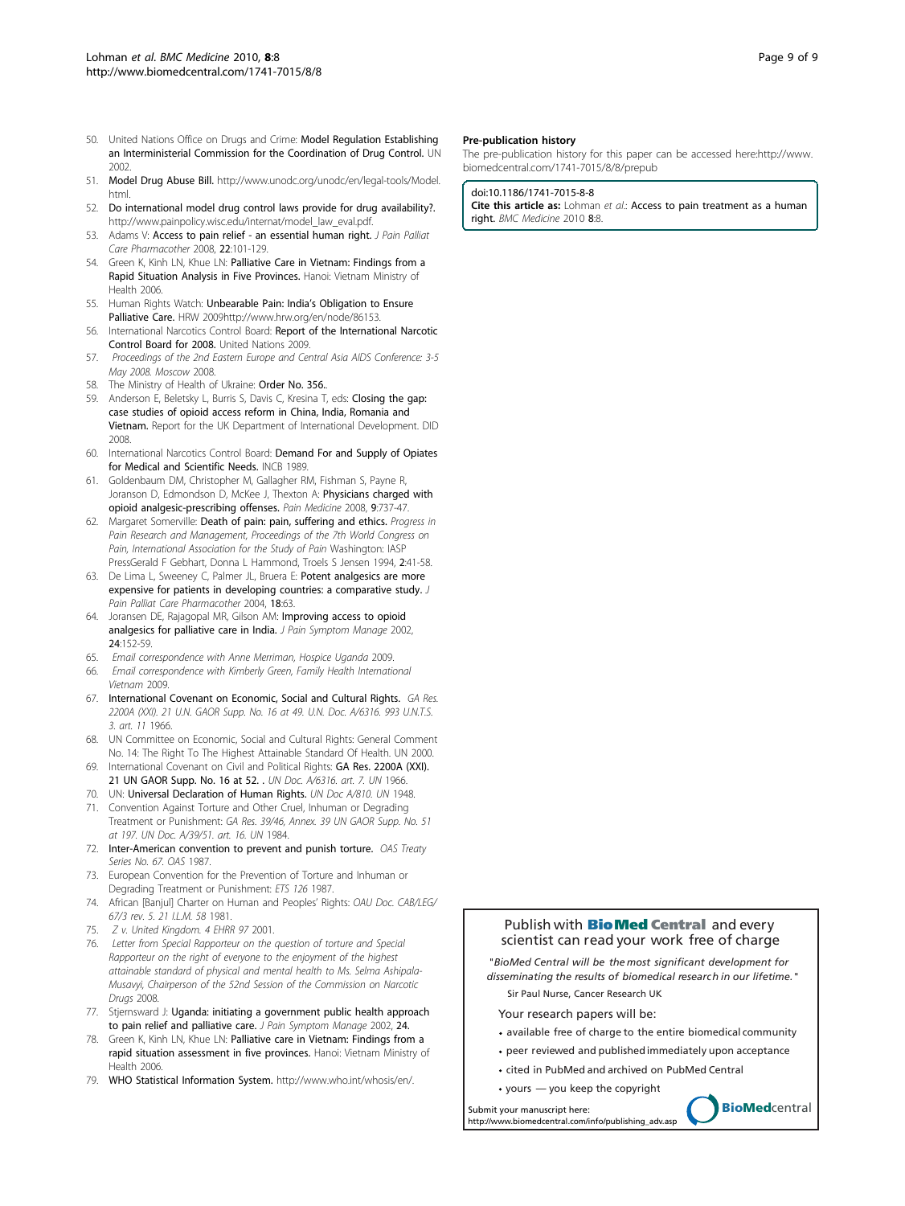50. United Nations Office on Drugs and Crime: **Model Regulation Establishing an Interministerial Commission for the Coordination of Drug Control.** UN 2002.
51. **Model Drug Abuse Bill.** http://www.unodc.org/unodc/en/legal-tools/Model.html.
52. **Do international model drug control laws provide for drug availability?.** http://www.painpolicy.wisc.edu/internat/model_law_eval.pdf.
53. Adams V: **Access to pain relief - an essential human right.** *J Pain Palliat Care Pharmacother* 2008, **22**:101-129.
54. Green K, Kinh LN, Khue LN: **Palliative Care in Vietnam: Findings from a Rapid Situation Analysis in Five Provinces.** Hanoi: Vietnam Ministry of Health 2006.
55. Human Rights Watch: **Unbearable Pain: India's Obligation to Ensure Palliative Care.** HRW 2009http://www.hrw.org/en/node/86153.
56. International Narcotics Control Board: **Report of the International Narcotic Control Board for 2008.** United Nations 2009.
57. *Proceedings of the 2nd Eastern Europe and Central Asia AIDS Conference: 3-5 May 2008. Moscow* 2008.
58. The Ministry of Health of Ukraine: **Order No. 356.**.
59. Anderson E, Beletsky L, Burris S, Davis C, Kresina T, eds: **Closing the gap: case studies of opioid access reform in China, India, Romania and Vietnam.** Report for the UK Department of International Development. DID 2008.
60. International Narcotics Control Board: **Demand For and Supply of Opiates for Medical and Scientific Needs.** INCB 1989.
61. Goldenbaum DM, Christopher M, Gallagher RM, Fishman S, Payne R, Joranson D, Edmondson D, McKee J, Thexton A: **Physicians charged with opioid analgesic-prescribing offenses.** *Pain Medicine* 2008, **9**:737-47.
62. Margaret Somerville: **Death of pain: pain, suffering and ethics.** *Progress in Pain Research and Management, Proceedings of the 7th World Congress on Pain, International Association for the Study of Pain* Washington: IASP PressGerald F Gebhart, Donna L Hammond, Troels S Jensen 1994, **2**:41-58.
63. De Lima L, Sweeney C, Palmer JL, Bruera E: **Potent analgesics are more expensive for patients in developing countries: a comparative study.** *J Pain Palliat Care Pharmacother* 2004, **18**:63.
64. Joransen DE, Rajagopal MR, Gilson AM: **Improving access to opioid analgesics for palliative care in India.** *J Pain Symptom Manage* 2002, **24**:152-59.
65. *Email correspondence with Anne Merriman, Hospice Uganda* 2009.
66. *Email correspondence with Kimberly Green, Family Health International Vietnam* 2009.
67. **International Covenant on Economic, Social and Cultural Rights.** *GA Res. 2200A (XXI). 21 U.N. GAOR Supp. No. 16 at 49. U.N. Doc. A/6316. 993 U.N.T.S. 3. art. 11* 1966.
68. UN Committee on Economic, Social and Cultural Rights: General Comment No. 14: The Right To The Highest Attainable Standard Of Health. UN 2000.
69. International Covenant on Civil and Political Rights: **GA Res. 2200A (XXI). 21 UN GAOR Supp. No. 16 at 52.** . *UN Doc. A/6316. art. 7. UN* 1966.
70. UN: **Universal Declaration of Human Rights.** *UN Doc A/810. UN* 1948.
71. Convention Against Torture and Other Cruel, Inhuman or Degrading Treatment or Punishment: *GA Res. 39/46, Annex. 39 UN GAOR Supp. No. 51 at 197. UN Doc. A/39/51. art. 16. UN* 1984.
72. **Inter-American convention to prevent and punish torture.** *OAS Treaty Series No. 67. OAS* 1987.
73. European Convention for the Prevention of Torture and Inhuman or Degrading Treatment or Punishment: *ETS 126* 1987.
74. African [Banjul] Charter on Human and Peoples' Rights: *OAU Doc. CAB/LEG/67/3 rev. 5. 21 I.L.M. 58* 1981.
75. *Z v. United Kingdom. 4 EHRR 97* 2001.
76. *Letter from Special Rapporteur on the question of torture and Special Rapporteur on the right of everyone to the enjoyment of the highest attainable standard of physical and mental health to Ms. Selma Ashipala-Musavyi, Chairperson of the 52nd Session of the Commission on Narcotic Drugs* 2008.
77. Stjernsward J: **Uganda: initiating a government public health approach to pain relief and palliative care.** *J Pain Symptom Manage* 2002, **24**.
78. Green K, Kinh LN, Khue LN: **Palliative care in Vietnam: Findings from a rapid situation assessment in five provinces.** Hanoi: Vietnam Ministry of Health 2006.
79. **WHO Statistical Information System.** http://www.who.int/whosis/en/.

**Pre-publication history**

The pre-publication history for this paper can be accessed here:http://www.biomedcentral.com/1741-7015/8/8/prepub

doi:10.1186/1741-7015-8-8

**Cite this article as:** Lohman *et al.*: Access to pain treatment as a human right. *BMC Medicine* 2010 **8**:8.

Publish with **BioMed Central** and every scientist can read your work free of charge

*"BioMed Central will be the most significant development for disseminating the results of biomedical research in our lifetime."*

Sir Paul Nurse, Cancer Research UK

Your research papers will be:

- available free of charge to the entire biomedical community
- peer reviewed and published immediately upon acceptance
- cited in PubMed and archived on PubMed Central
- yours — you keep the copyright

Submit your manuscript here:
http://www.biomedcentral.com/info/publishing_adv.asp

BioMedcentral